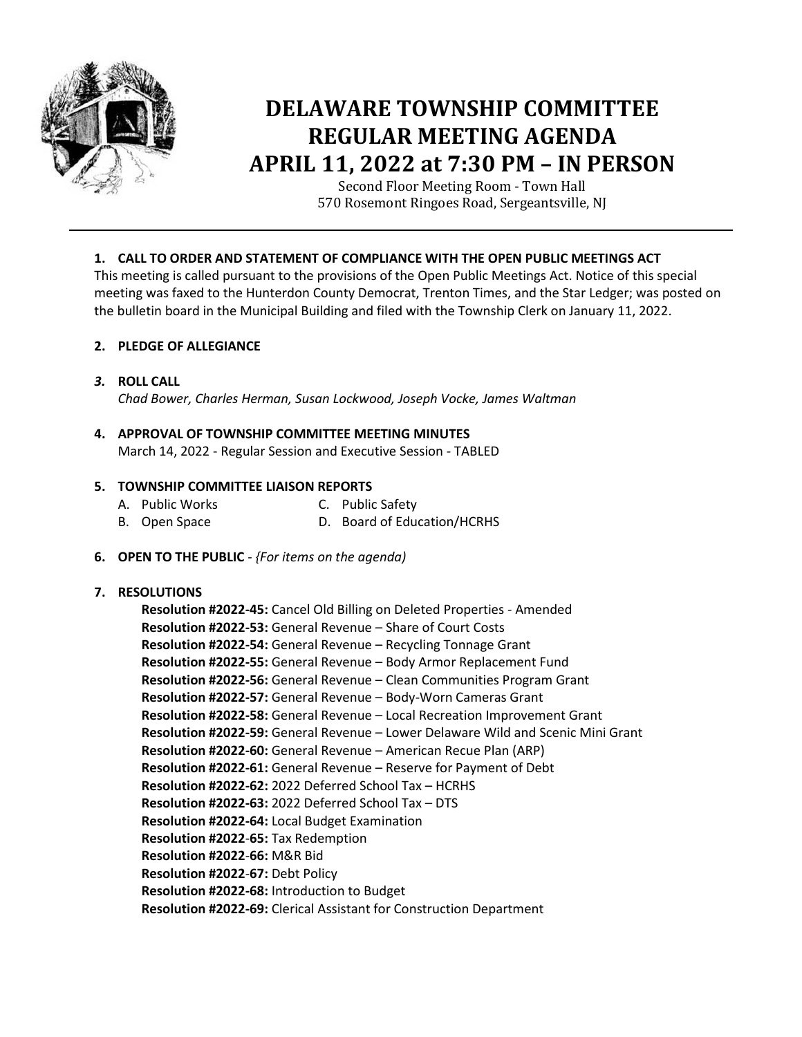# DELAWARE TOWNSHIP COMMITTEE REGULAR MEETING AGENDA APRIL 11, 2022 at 7:30 PM – IN PERSON

Second Floor Meeting Room - Town Hall
570 Rosemont Ringoes Road, Sergeantsville, NJ

**1. CALL TO ORDER AND STATEMENT OF COMPLIANCE WITH THE OPEN PUBLIC MEETINGS ACT**

This meeting is called pursuant to the provisions of the Open Public Meetings Act. Notice of this special meeting was faxed to the Hunterdon County Democrat, Trenton Times, and the Star Ledger; was posted on the bulletin board in the Municipal Building and filed with the Township Clerk on January 11, 2022.

**2. PLEDGE OF ALLEGIANCE**

***3.*** **ROLL CALL**

*Chad Bower, Charles Herman, Susan Lockwood, Joseph Vocke, James Waltman*

**4. APPROVAL OF TOWNSHIP COMMITTEE MEETING MINUTES**

March 14, 2022 - Regular Session and Executive Session - TABLED

**5. TOWNSHIP COMMITTEE LIAISON REPORTS**

A. Public Works
B. Open Space
C. Public Safety
D. Board of Education/HCRHS

**6. OPEN TO THE PUBLIC** - *{For items on the agenda)*

**7. RESOLUTIONS**

**Resolution #2022-45:** Cancel Old Billing on Deleted Properties - Amended
**Resolution #2022-53:** General Revenue – Share of Court Costs
**Resolution #2022-54:** General Revenue – Recycling Tonnage Grant
**Resolution #2022-55:** General Revenue – Body Armor Replacement Fund
**Resolution #2022-56:** General Revenue – Clean Communities Program Grant
**Resolution #2022-57:** General Revenue – Body-Worn Cameras Grant
**Resolution #2022-58:** General Revenue – Local Recreation Improvement Grant
**Resolution #2022-59:** General Revenue – Lower Delaware Wild and Scenic Mini Grant
**Resolution #2022-60:** General Revenue – American Recue Plan (ARP)
**Resolution #2022-61:** General Revenue – Reserve for Payment of Debt
**Resolution #2022-62:** 2022 Deferred School Tax – HCRHS
**Resolution #2022-63:** 2022 Deferred School Tax – DTS
**Resolution #2022-64:** Local Budget Examination
**Resolution #2022-65:** Tax Redemption
**Resolution #2022-66:** M&R Bid
**Resolution #2022-67:** Debt Policy
**Resolution #2022-68:** Introduction to Budget
**Resolution #2022-69:** Clerical Assistant for Construction Department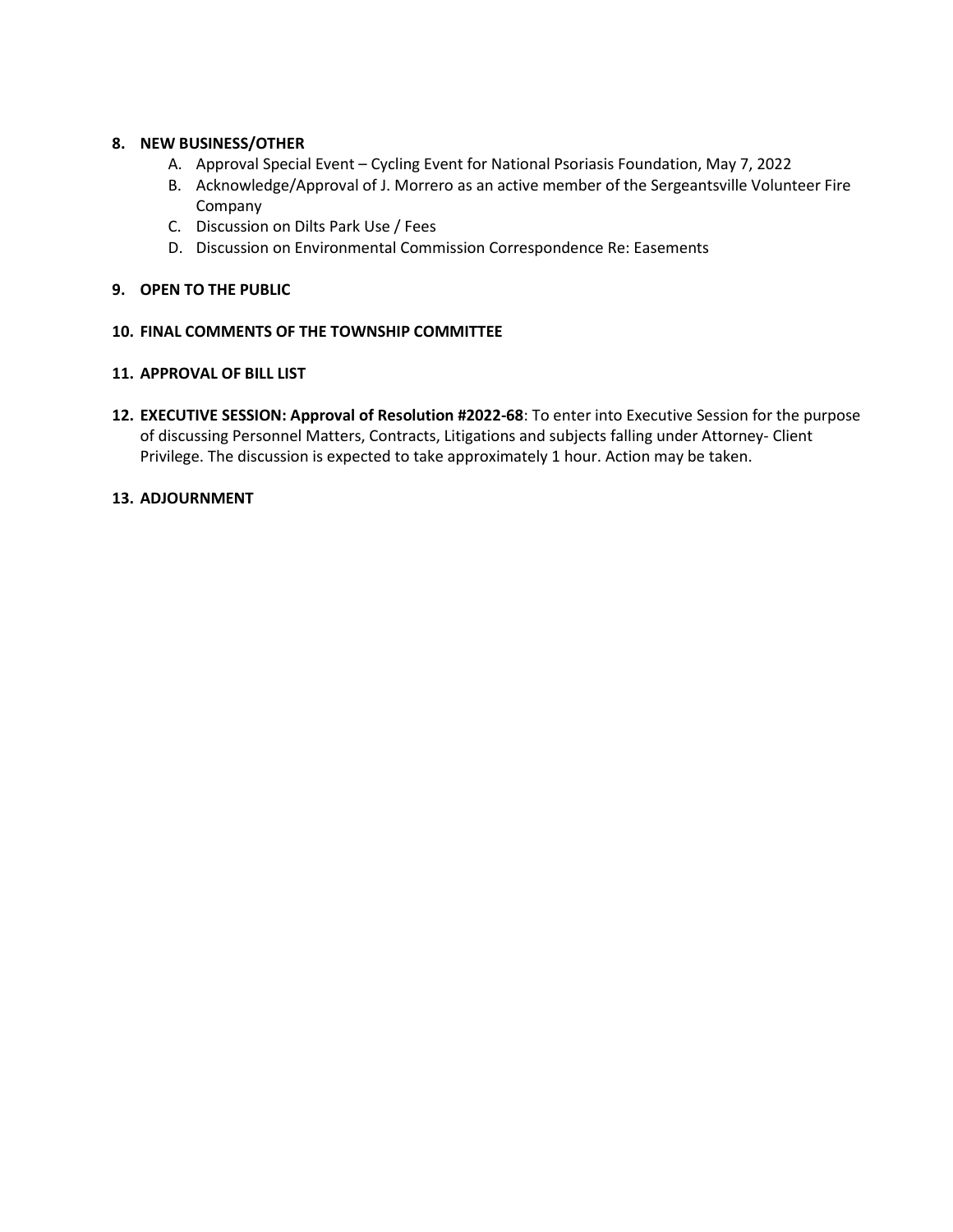8. **NEW BUSINESS/OTHER**
    A. Approval Special Event – Cycling Event for National Psoriasis Foundation, May 7, 2022
    B. Acknowledge/Approval of J. Morrero as an active member of the Sergeantsville Volunteer Fire Company
    C. Discussion on Dilts Park Use / Fees
    D. Discussion on Environmental Commission Correspondence Re: Easements

9. **OPEN TO THE PUBLIC**

10. **FINAL COMMENTS OF THE TOWNSHIP COMMITTEE**

11. **APPROVAL OF BILL LIST**

12. **EXECUTIVE SESSION: Approval of Resolution #2022-68**: To enter into Executive Session for the purpose of discussing Personnel Matters, Contracts, Litigations and subjects falling under Attorney- Client Privilege. The discussion is expected to take approximately 1 hour. Action may be taken.

13. **ADJOURNMENT**